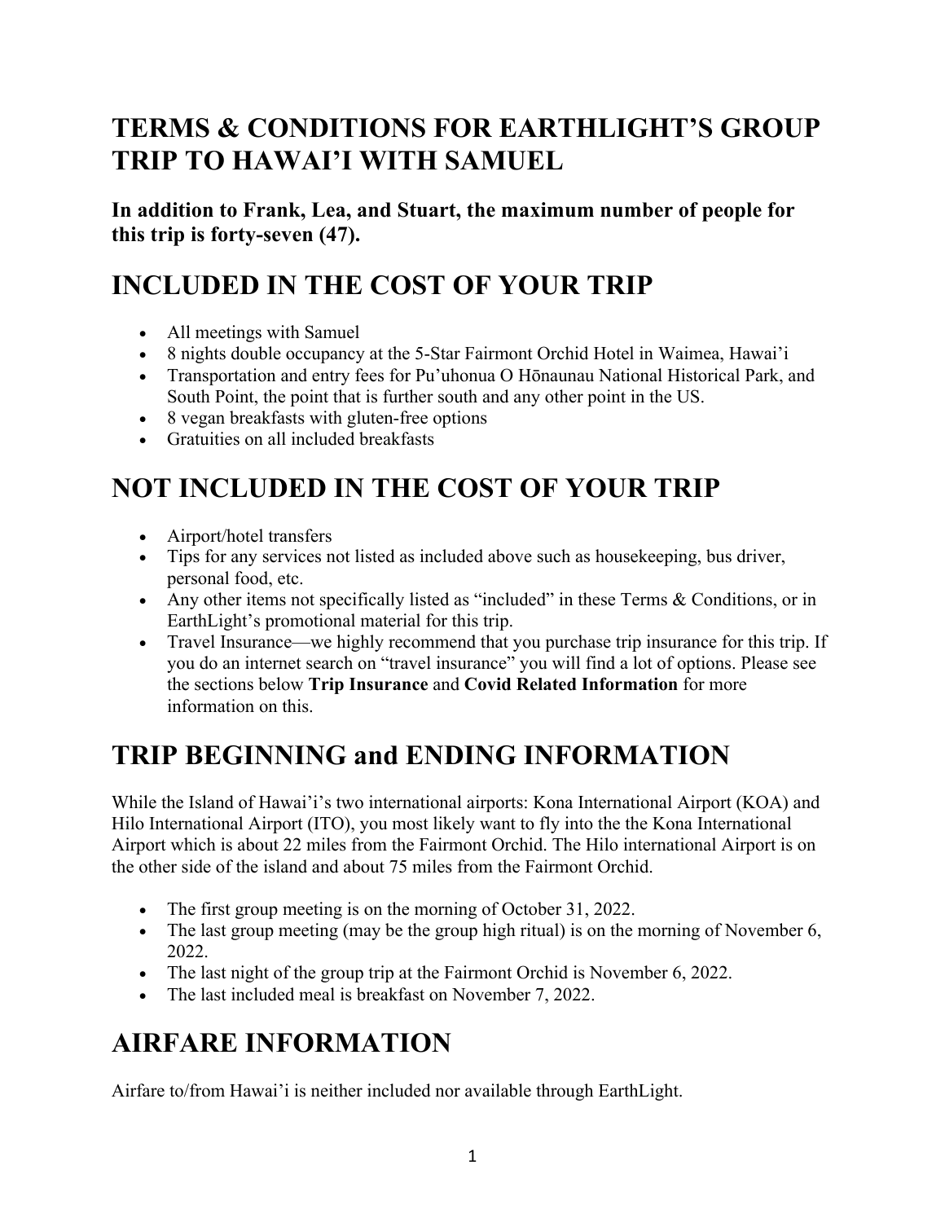# TERMS & CONDITIONS FOR EARTHLIGHT'S GROUP TRIP TO HAWAI'I WITH SAMUEL

### In addition to Frank, Lea, and Stuart, the maximum number of people for this trip is forty-seven (47).

## INCLUDED IN THE COST OF YOUR TRIP

- All meetings with Samuel
- 8 nights double occupancy at the 5-Star Fairmont Orchid Hotel in Waimea, Hawai'i
- Transportation and entry fees for Pu'uhonua O Hōnaunau National Historical Park, and South Point, the point that is further south and any other point in the US.
- 8 vegan breakfasts with gluten-free options
- Gratuities on all included breakfasts

## NOT INCLUDED IN THE COST OF YOUR TRIP

- Airport/hotel transfers
- Tips for any services not listed as included above such as housekeeping, bus driver, personal food, etc.
- Any other items not specifically listed as "included" in these Terms & Conditions, or in EarthLight's promotional material for this trip.
- Travel Insurance—we highly recommend that you purchase trip insurance for this trip. If you do an internet search on "travel insurance" you will find a lot of options. Please see the sections below **Trip Insurance** and **Covid Related Information** for more information on this.

## TRIP BEGINNING and ENDING INFORMATION

While the Island of Hawai'i's two international airports: Kona International Airport (KOA) and Hilo International Airport (ITO), you most likely want to fly into the the Kona International Airport which is about 22 miles from the Fairmont Orchid. The Hilo international Airport is on the other side of the island and about 75 miles from the Fairmont Orchid.

- The first group meeting is on the morning of October 31, 2022.
- The last group meeting (may be the group high ritual) is on the morning of November 6, 2022.
- The last night of the group trip at the Fairmont Orchid is November 6, 2022.
- The last included meal is breakfast on November 7, 2022.

## AIRFARE INFORMATION

Airfare to/from Hawai'i is neither included nor available through EarthLight.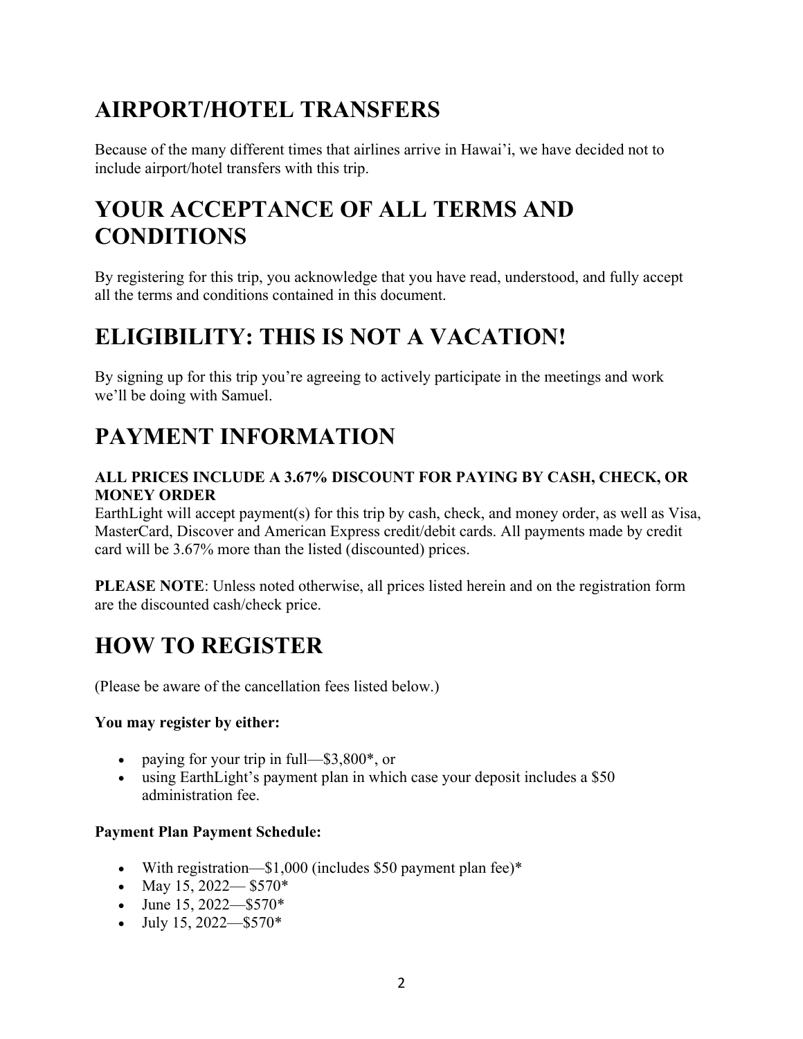# AIRPORT/HOTEL TRANSFERS

Because of the many different times that airlines arrive in Hawai'i, we have decided not to include airport/hotel transfers with this trip.

# YOUR ACCEPTANCE OF ALL TERMS AND CONDITIONS

By registering for this trip, you acknowledge that you have read, understood, and fully accept all the terms and conditions contained in this document.

# ELIGIBILITY: THIS IS NOT A VACATION!

By signing up for this trip you're agreeing to actively participate in the meetings and work we'll be doing with Samuel.

# PAYMENT INFORMATION

**ALL PRICES INCLUDE A 3.67% DISCOUNT FOR PAYING BY CASH, CHECK, OR MONEY ORDER**

EarthLight will accept payment(s) for this trip by cash, check, and money order, as well as Visa, MasterCard, Discover and American Express credit/debit cards. All payments made by credit card will be 3.67% more than the listed (discounted) prices.

**PLEASE NOTE**: Unless noted otherwise, all prices listed herein and on the registration form are the discounted cash/check price.

# HOW TO REGISTER

(Please be aware of the cancellation fees listed below.)

**You may register by either:**

- paying for your trip in full—$3,800*, or
- using EarthLight's payment plan in which case your deposit includes a $50 administration fee.

**Payment Plan Payment Schedule:**

- With registration—$1,000 (includes $50 payment plan fee)*
- May 15, 2022— $570*
- June 15, 2022—$570*
- July 15, 2022—$570*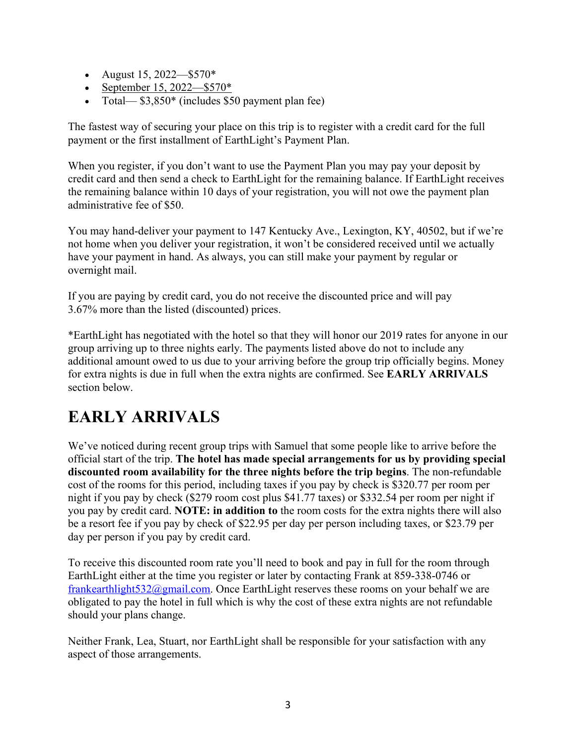- August 15, 2022—$570*
- September 15, 2022—$570*
- Total— $3,850* (includes $50 payment plan fee)

The fastest way of securing your place on this trip is to register with a credit card for the full payment or the first installment of EarthLight's Payment Plan.

When you register, if you don't want to use the Payment Plan you may pay your deposit by credit card and then send a check to EarthLight for the remaining balance. If EarthLight receives the remaining balance within 10 days of your registration, you will not owe the payment plan administrative fee of $50.

You may hand-deliver your payment to 147 Kentucky Ave., Lexington, KY, 40502, but if we're not home when you deliver your registration, it won't be considered received until we actually have your payment in hand. As always, you can still make your payment by regular or overnight mail.

If you are paying by credit card, you do not receive the discounted price and will pay 3.67% more than the listed (discounted) prices.

*EarthLight has negotiated with the hotel so that they will honor our 2019 rates for anyone in our group arriving up to three nights early. The payments listed above do not to include any additional amount owed to us due to your arriving before the group trip officially begins. Money for extra nights is due in full when the extra nights are confirmed. See **EARLY ARRIVALS** section below.

# EARLY ARRIVALS

We've noticed during recent group trips with Samuel that some people like to arrive before the official start of the trip. **The hotel has made special arrangements for us by providing special discounted room availability for the three nights before the trip begins**. The non-refundable cost of the rooms for this period, including taxes if you pay by check is $320.77 per room per night if you pay by check ($279 room cost plus $41.77 taxes) or $332.54 per room per night if you pay by credit card. **NOTE: in addition to** the room costs for the extra nights there will also be a resort fee if you pay by check of $22.95 per day per person including taxes, or $23.79 per day per person if you pay by credit card.

To receive this discounted room rate you'll need to book and pay in full for the room through EarthLight either at the time you register or later by contacting Frank at 859-338-0746 or frankearthlight532@gmail.com. Once EarthLight reserves these rooms on your behalf we are obligated to pay the hotel in full which is why the cost of these extra nights are not refundable should your plans change.

Neither Frank, Lea, Stuart, nor EarthLight shall be responsible for your satisfaction with any aspect of those arrangements.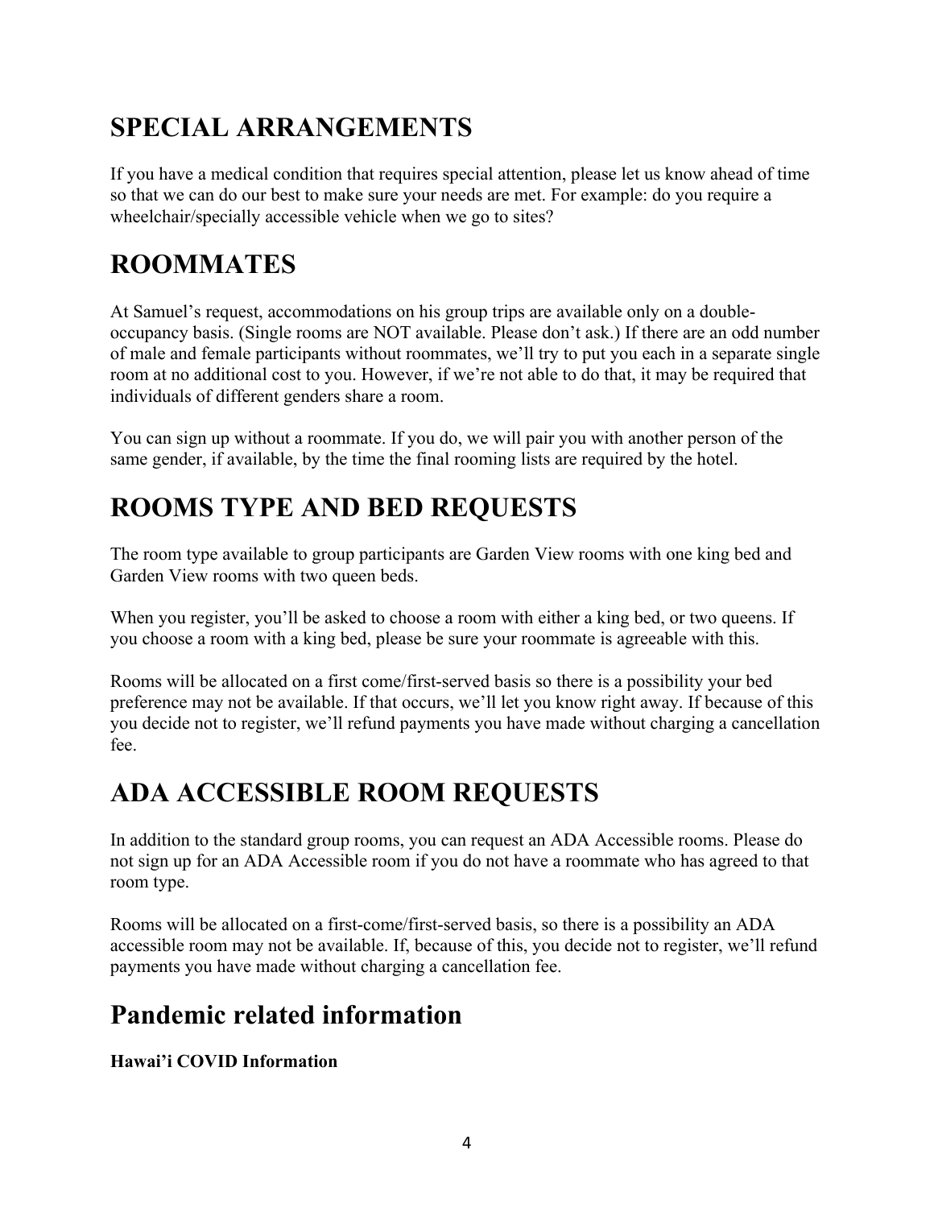## SPECIAL ARRANGEMENTS

If you have a medical condition that requires special attention, please let us know ahead of time so that we can do our best to make sure your needs are met. For example: do you require a wheelchair/specially accessible vehicle when we go to sites?

## ROOMMATES

At Samuel's request, accommodations on his group trips are available only on a double-occupancy basis. (Single rooms are NOT available. Please don't ask.) If there are an odd number of male and female participants without roommates, we'll try to put you each in a separate single room at no additional cost to you. However, if we're not able to do that, it may be required that individuals of different genders share a room.

You can sign up without a roommate. If you do, we will pair you with another person of the same gender, if available, by the time the final rooming lists are required by the hotel.

## ROOMS TYPE AND BED REQUESTS

The room type available to group participants are Garden View rooms with one king bed and Garden View rooms with two queen beds.

When you register, you'll be asked to choose a room with either a king bed, or two queens. If you choose a room with a king bed, please be sure your roommate is agreeable with this.

Rooms will be allocated on a first come/first-served basis so there is a possibility your bed preference may not be available. If that occurs, we'll let you know right away. If because of this you decide not to register, we'll refund payments you have made without charging a cancellation fee.

## ADA ACCESSIBLE ROOM REQUESTS

In addition to the standard group rooms, you can request an ADA Accessible rooms. Please do not sign up for an ADA Accessible room if you do not have a roommate who has agreed to that room type.

Rooms will be allocated on a first-come/first-served basis, so there is a possibility an ADA accessible room may not be available. If, because of this, you decide not to register, we'll refund payments you have made without charging a cancellation fee.

## Pandemic related information

**Hawai'i COVID Information**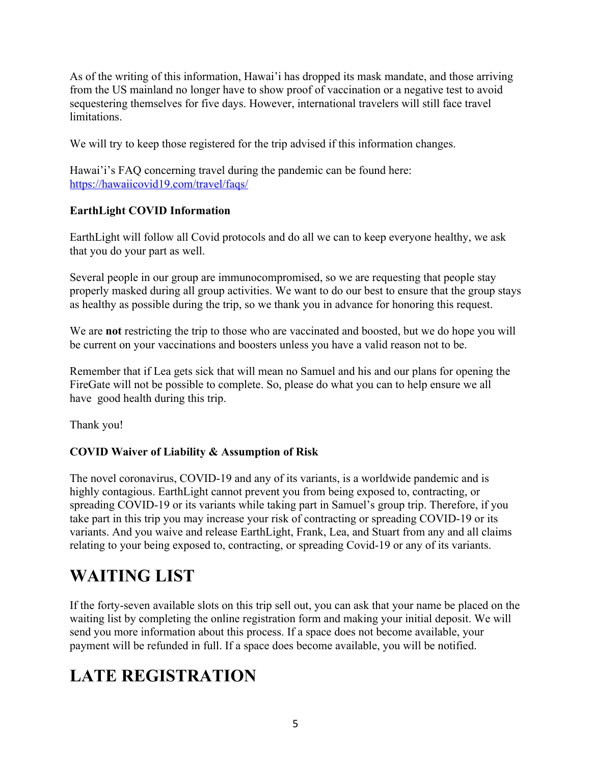As of the writing of this information, Hawai'i has dropped its mask mandate, and those arriving from the US mainland no longer have to show proof of vaccination or a negative test to avoid sequestering themselves for five days. However, international travelers will still face travel limitations.

We will try to keep those registered for the trip advised if this information changes.

Hawai'i's FAQ concerning travel during the pandemic can be found here: [https://hawaiicovid19.com/travel/faqs/](https://hawaiicovid19.com/travel/faqs/)

**EarthLight COVID Information**

EarthLight will follow all Covid protocols and do all we can to keep everyone healthy, we ask that you do your part as well.

Several people in our group are immunocompromised, so we are requesting that people stay properly masked during all group activities. We want to do our best to ensure that the group stays as healthy as possible during the trip, so we thank you in advance for honoring this request.

We are **not** restricting the trip to those who are vaccinated and boosted, but we do hope you will be current on your vaccinations and boosters unless you have a valid reason not to be.

Remember that if Lea gets sick that will mean no Samuel and his and our plans for opening the FireGate will not be possible to complete. So, please do what you can to help ensure we all have good health during this trip.

Thank you!

**COVID Waiver of Liability & Assumption of Risk**

The novel coronavirus, COVID-19 and any of its variants, is a worldwide pandemic and is highly contagious. EarthLight cannot prevent you from being exposed to, contracting, or spreading COVID-19 or its variants while taking part in Samuel's group trip. Therefore, if you take part in this trip you may increase your risk of contracting or spreading COVID-19 or its variants. And you waive and release EarthLight, Frank, Lea, and Stuart from any and all claims relating to your being exposed to, contracting, or spreading Covid-19 or any of its variants.

# WAITING LIST

If the forty-seven available slots on this trip sell out, you can ask that your name be placed on the waiting list by completing the online registration form and making your initial deposit. We will send you more information about this process. If a space does not become available, your payment will be refunded in full. If a space does become available, you will be notified.

# LATE REGISTRATION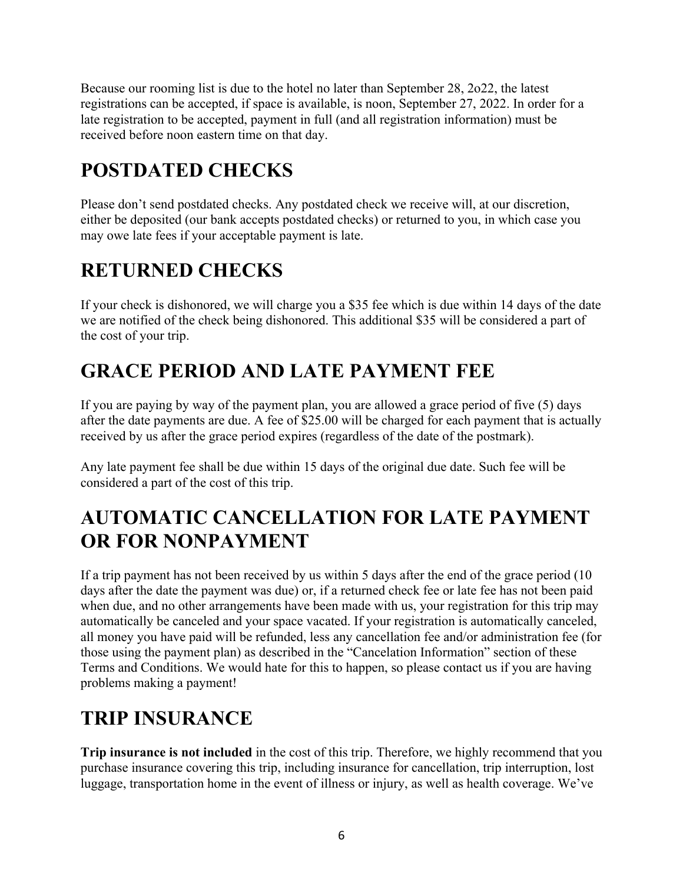Because our rooming list is due to the hotel no later than September 28, 2o22, the latest registrations can be accepted, if space is available, is noon, September 27, 2022. In order for a late registration to be accepted, payment in full (and all registration information) must be received before noon eastern time on that day.

## POSTDATED CHECKS

Please don't send postdated checks. Any postdated check we receive will, at our discretion, either be deposited (our bank accepts postdated checks) or returned to you, in which case you may owe late fees if your acceptable payment is late.

## RETURNED CHECKS

If your check is dishonored, we will charge you a $35 fee which is due within 14 days of the date we are notified of the check being dishonored. This additional $35 will be considered a part of the cost of your trip.

## GRACE PERIOD AND LATE PAYMENT FEE

If you are paying by way of the payment plan, you are allowed a grace period of five (5) days after the date payments are due. A fee of $25.00 will be charged for each payment that is actually received by us after the grace period expires (regardless of the date of the postmark).

Any late payment fee shall be due within 15 days of the original due date. Such fee will be considered a part of the cost of this trip.

## AUTOMATIC CANCELLATION FOR LATE PAYMENT OR FOR NONPAYMENT

If a trip payment has not been received by us within 5 days after the end of the grace period (10 days after the date the payment was due) or, if a returned check fee or late fee has not been paid when due, and no other arrangements have been made with us, your registration for this trip may automatically be canceled and your space vacated. If your registration is automatically canceled, all money you have paid will be refunded, less any cancellation fee and/or administration fee (for those using the payment plan) as described in the "Cancelation Information" section of these Terms and Conditions. We would hate for this to happen, so please contact us if you are having problems making a payment!

## TRIP INSURANCE

**Trip insurance is not included** in the cost of this trip. Therefore, we highly recommend that you purchase insurance covering this trip, including insurance for cancellation, trip interruption, lost luggage, transportation home in the event of illness or injury, as well as health coverage. We've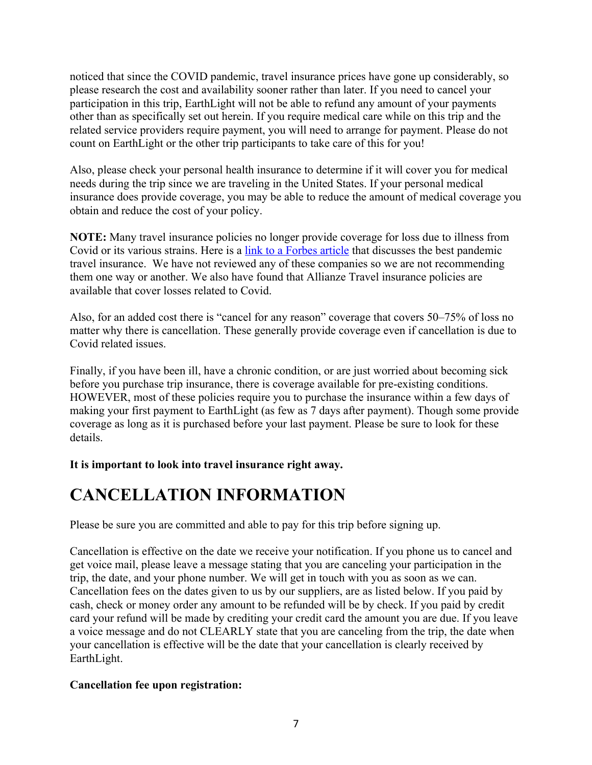noticed that since the COVID pandemic, travel insurance prices have gone up considerably, so please research the cost and availability sooner rather than later. If you need to cancel your participation in this trip, EarthLight will not be able to refund any amount of your payments other than as specifically set out herein. If you require medical care while on this trip and the related service providers require payment, you will need to arrange for payment. Please do not count on EarthLight or the other trip participants to take care of this for you!

Also, please check your personal health insurance to determine if it will cover you for medical needs during the trip since we are traveling in the United States. If your personal medical insurance does provide coverage, you may be able to reduce the amount of medical coverage you obtain and reduce the cost of your policy.

**NOTE:** Many travel insurance policies no longer provide coverage for loss due to illness from Covid or its various strains. Here is a link to a Forbes article that discusses the best pandemic travel insurance. We have not reviewed any of these companies so we are not recommending them one way or another. We also have found that Allianze Travel insurance policies are available that cover losses related to Covid.

Also, for an added cost there is "cancel for any reason" coverage that covers 50–75% of loss no matter why there is cancellation. These generally provide coverage even if cancellation is due to Covid related issues.

Finally, if you have been ill, have a chronic condition, or are just worried about becoming sick before you purchase trip insurance, there is coverage available for pre-existing conditions. HOWEVER, most of these policies require you to purchase the insurance within a few days of making your first payment to EarthLight (as few as 7 days after payment). Though some provide coverage as long as it is purchased before your last payment. Please be sure to look for these details.

**It is important to look into travel insurance right away.**

# CANCELLATION INFORMATION

Please be sure you are committed and able to pay for this trip before signing up.

Cancellation is effective on the date we receive your notification. If you phone us to cancel and get voice mail, please leave a message stating that you are canceling your participation in the trip, the date, and your phone number. We will get in touch with you as soon as we can. Cancellation fees on the dates given to us by our suppliers, are as listed below. If you paid by cash, check or money order any amount to be refunded will be by check. If you paid by credit card your refund will be made by crediting your credit card the amount you are due. If you leave a voice message and do not CLEARLY state that you are canceling from the trip, the date when your cancellation is effective will be the date that your cancellation is clearly received by EarthLight.

**Cancellation fee upon registration:**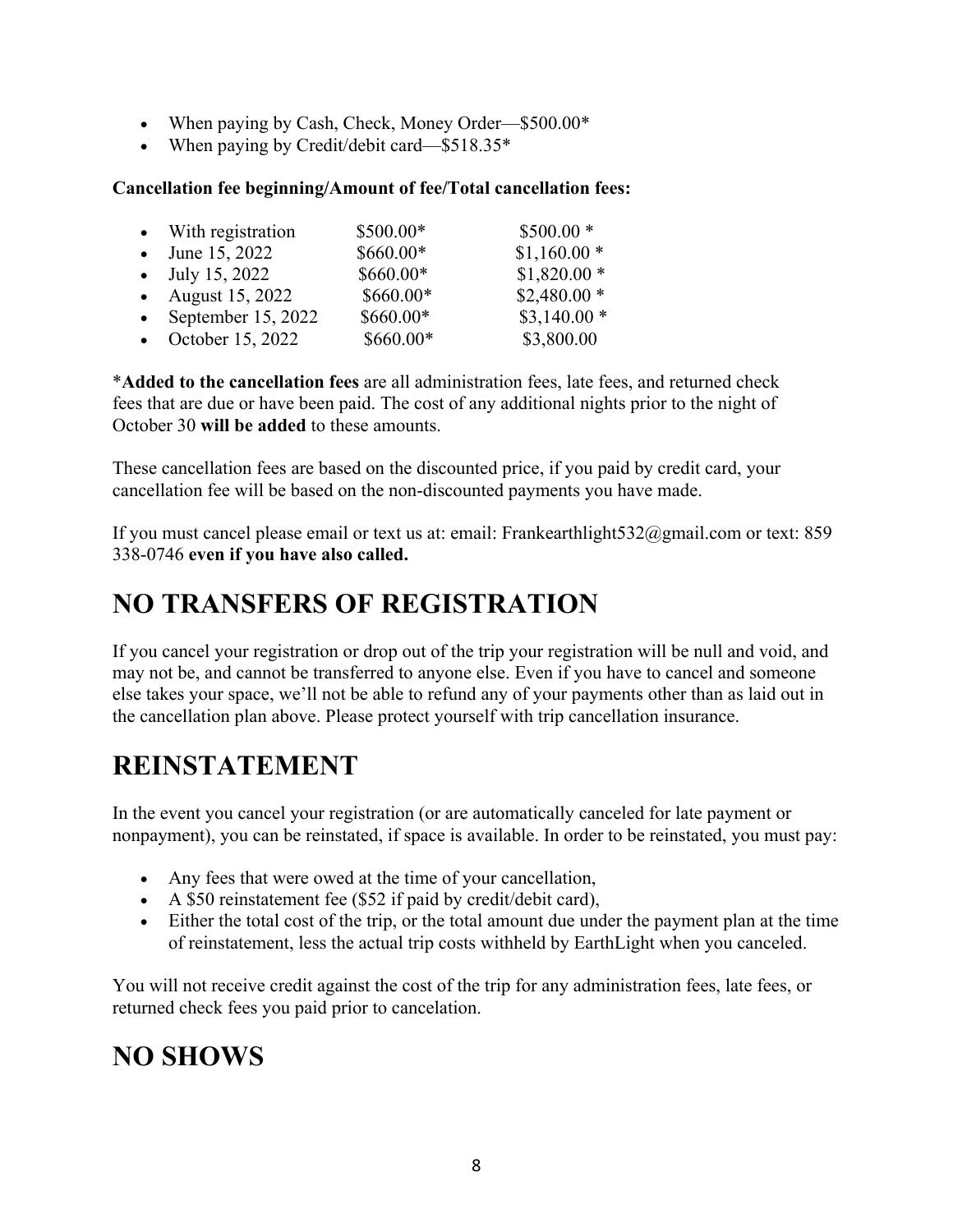- When paying by Cash, Check, Money Order—$500.00*
- When paying by Credit/debit card—$518.35*

**Cancellation fee beginning/Amount of fee/Total cancellation fees:**

- With registration $500.00* $500.00 *
- June 15, 2022 $660.00* $1,160.00 *
- July 15, 2022 $660.00* $1,820.00 *
- August 15, 2022 $660.00* $2,480.00 *
- September 15, 2022 $660.00* $3,140.00 *
- October 15, 2022 $660.00* $3,800.00

***Added to the cancellation fees** are all administration fees, late fees, and returned check fees that are due or have been paid. The cost of any additional nights prior to the night of October 30 **will be added** to these amounts.

These cancellation fees are based on the discounted price, if you paid by credit card, your cancellation fee will be based on the non-discounted payments you have made.

If you must cancel please email or text us at: email: Frankearthlight532@gmail.com or text: 859 338-0746 **even if you have also called.**

# NO TRANSFERS OF REGISTRATION

If you cancel your registration or drop out of the trip your registration will be null and void, and may not be, and cannot be transferred to anyone else. Even if you have to cancel and someone else takes your space, we'll not be able to refund any of your payments other than as laid out in the cancellation plan above. Please protect yourself with trip cancellation insurance.

# REINSTATEMENT

In the event you cancel your registration (or are automatically canceled for late payment or nonpayment), you can be reinstated, if space is available. In order to be reinstated, you must pay:

- Any fees that were owed at the time of your cancellation,
- A $50 reinstatement fee ($52 if paid by credit/debit card),
- Either the total cost of the trip, or the total amount due under the payment plan at the time of reinstatement, less the actual trip costs withheld by EarthLight when you canceled.

You will not receive credit against the cost of the trip for any administration fees, late fees, or returned check fees you paid prior to cancelation.

# NO SHOWS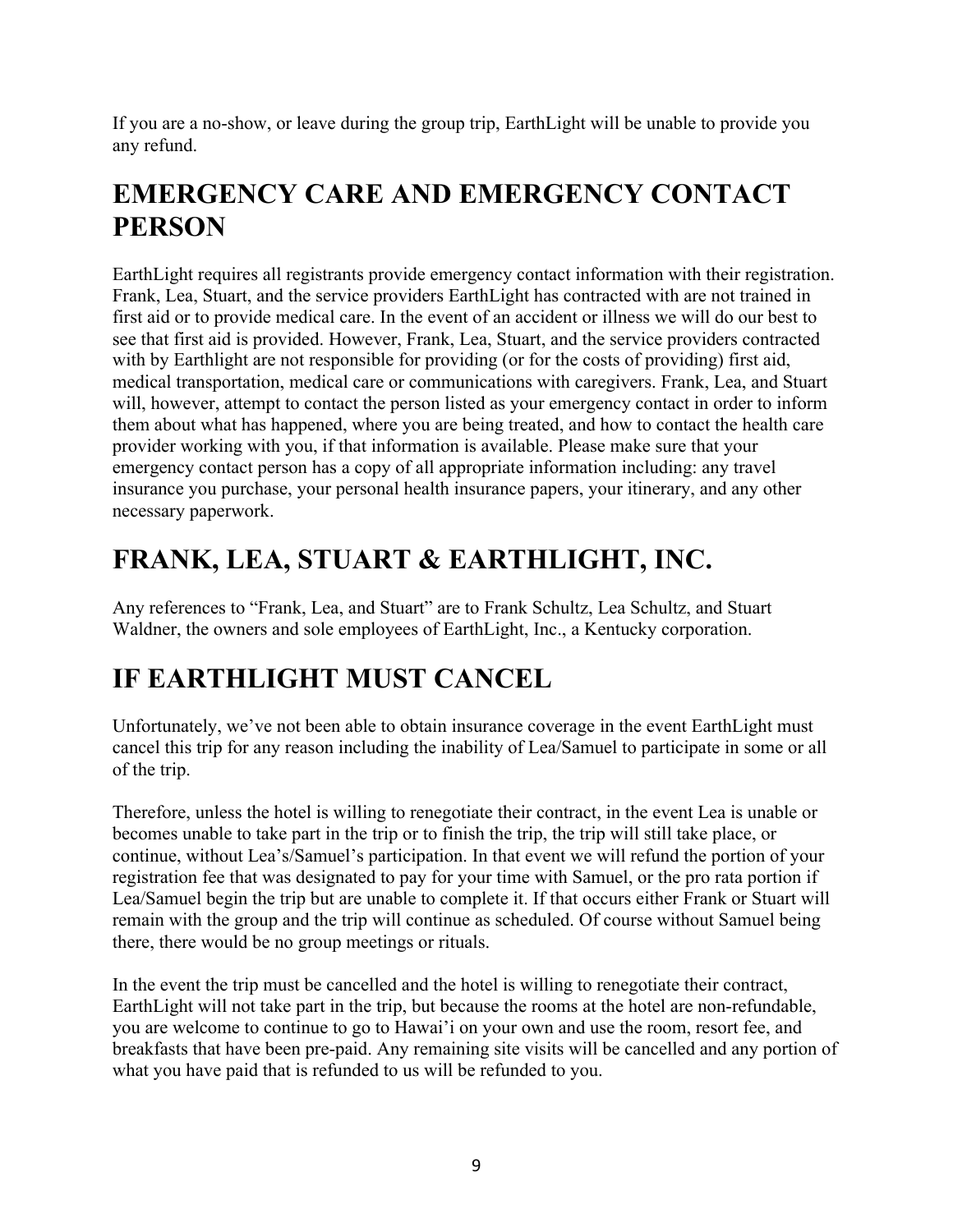If you are a no-show, or leave during the group trip, EarthLight will be unable to provide you any refund.

## EMERGENCY CARE AND EMERGENCY CONTACT PERSON

EarthLight requires all registrants provide emergency contact information with their registration. Frank, Lea, Stuart, and the service providers EarthLight has contracted with are not trained in first aid or to provide medical care. In the event of an accident or illness we will do our best to see that first aid is provided. However, Frank, Lea, Stuart, and the service providers contracted with by Earthlight are not responsible for providing (or for the costs of providing) first aid, medical transportation, medical care or communications with caregivers. Frank, Lea, and Stuart will, however, attempt to contact the person listed as your emergency contact in order to inform them about what has happened, where you are being treated, and how to contact the health care provider working with you, if that information is available. Please make sure that your emergency contact person has a copy of all appropriate information including: any travel insurance you purchase, your personal health insurance papers, your itinerary, and any other necessary paperwork.

## FRANK, LEA, STUART & EARTHLIGHT, INC.

Any references to “Frank, Lea, and Stuart” are to Frank Schultz, Lea Schultz, and Stuart Waldner, the owners and sole employees of EarthLight, Inc., a Kentucky corporation.

## IF EARTHLIGHT MUST CANCEL

Unfortunately, we’ve not been able to obtain insurance coverage in the event EarthLight must cancel this trip for any reason including the inability of Lea/Samuel to participate in some or all of the trip.

Therefore, unless the hotel is willing to renegotiate their contract, in the event Lea is unable or becomes unable to take part in the trip or to finish the trip, the trip will still take place, or continue, without Lea’s/Samuel’s participation. In that event we will refund the portion of your registration fee that was designated to pay for your time with Samuel, or the pro rata portion if Lea/Samuel begin the trip but are unable to complete it. If that occurs either Frank or Stuart will remain with the group and the trip will continue as scheduled. Of course without Samuel being there, there would be no group meetings or rituals.

In the event the trip must be cancelled and the hotel is willing to renegotiate their contract, EarthLight will not take part in the trip, but because the rooms at the hotel are non-refundable, you are welcome to continue to go to Hawai’i on your own and use the room, resort fee, and breakfasts that have been pre-paid. Any remaining site visits will be cancelled and any portion of what you have paid that is refunded to us will be refunded to you.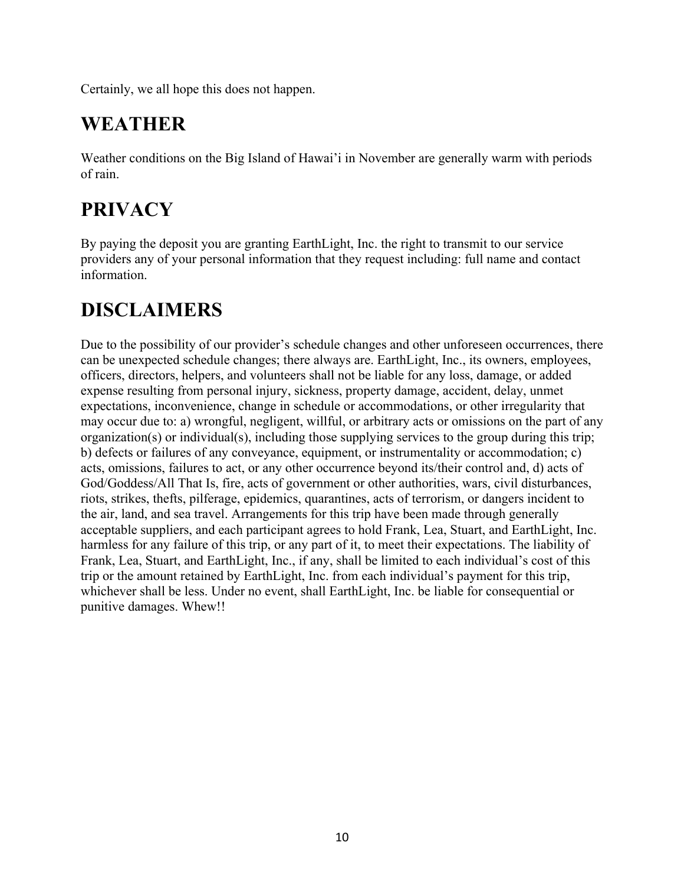Certainly, we all hope this does not happen.

# WEATHER

Weather conditions on the Big Island of Hawai'i in November are generally warm with periods of rain.

# PRIVACY

By paying the deposit you are granting EarthLight, Inc. the right to transmit to our service providers any of your personal information that they request including: full name and contact information.

# DISCLAIMERS

Due to the possibility of our provider's schedule changes and other unforeseen occurrences, there can be unexpected schedule changes; there always are. EarthLight, Inc., its owners, employees, officers, directors, helpers, and volunteers shall not be liable for any loss, damage, or added expense resulting from personal injury, sickness, property damage, accident, delay, unmet expectations, inconvenience, change in schedule or accommodations, or other irregularity that may occur due to: a) wrongful, negligent, willful, or arbitrary acts or omissions on the part of any organization(s) or individual(s), including those supplying services to the group during this trip; b) defects or failures of any conveyance, equipment, or instrumentality or accommodation; c) acts, omissions, failures to act, or any other occurrence beyond its/their control and, d) acts of God/Goddess/All That Is, fire, acts of government or other authorities, wars, civil disturbances, riots, strikes, thefts, pilferage, epidemics, quarantines, acts of terrorism, or dangers incident to the air, land, and sea travel. Arrangements for this trip have been made through generally acceptable suppliers, and each participant agrees to hold Frank, Lea, Stuart, and EarthLight, Inc. harmless for any failure of this trip, or any part of it, to meet their expectations. The liability of Frank, Lea, Stuart, and EarthLight, Inc., if any, shall be limited to each individual's cost of this trip or the amount retained by EarthLight, Inc. from each individual's payment for this trip, whichever shall be less. Under no event, shall EarthLight, Inc. be liable for consequential or punitive damages. Whew!!